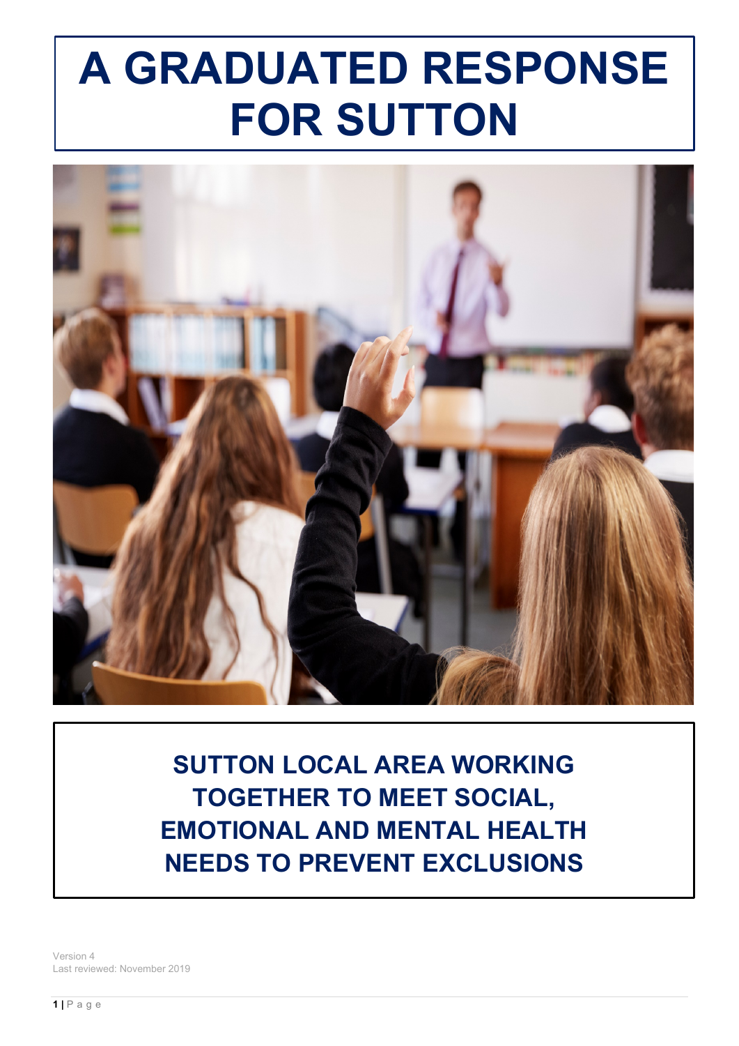# A GRADUATED RESPONSE FOR SUTTON

## SUTTON LOCAL AREA WORKING TOGETHER TO MEET SOCIAL, EMOTIONAL AND MENTAL HEALTH NEEDS TO PREVENT EXCLUSIONS

Version 4
Last reviewed: November 2019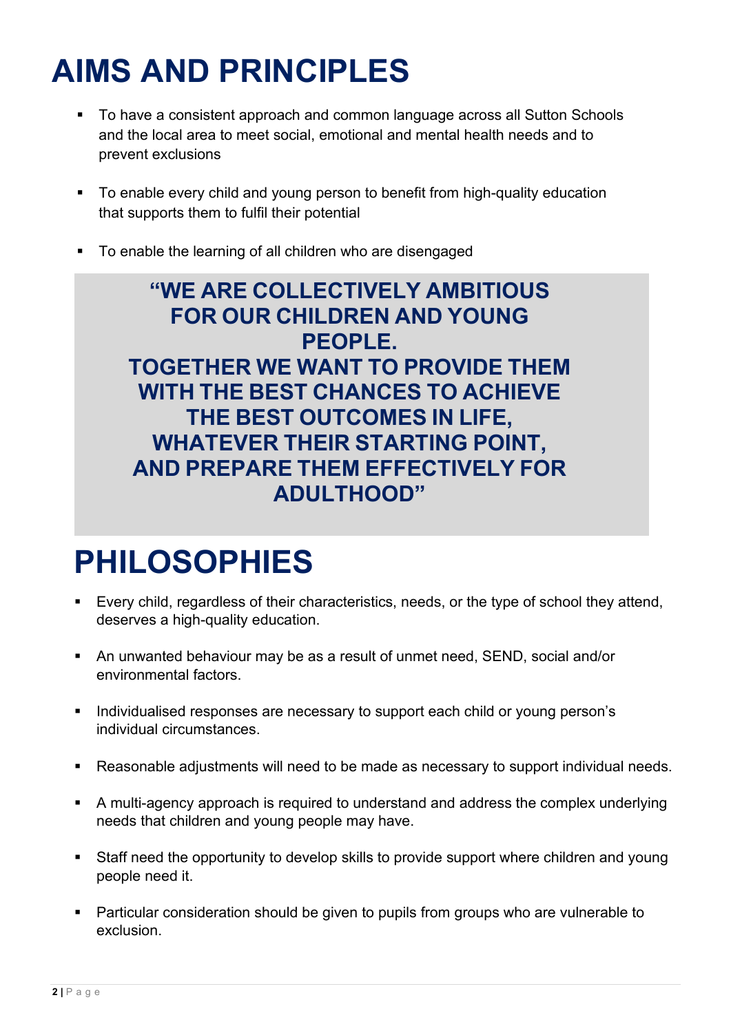# AIMS AND PRINCIPLES

- To have a consistent approach and common language across all Sutton Schools and the local area to meet social, emotional and mental health needs and to prevent exclusions
- To enable every child and young person to benefit from high-quality education that supports them to fulfil their potential
- To enable the learning of all children who are disengaged

**"WE ARE COLLECTIVELY AMBITIOUS FOR OUR CHILDREN AND YOUNG PEOPLE.
TOGETHER WE WANT TO PROVIDE THEM WITH THE BEST CHANCES TO ACHIEVE THE BEST OUTCOMES IN LIFE, WHATEVER THEIR STARTING POINT, AND PREPARE THEM EFFECTIVELY FOR ADULTHOOD"**

# PHILOSOPHIES

- Every child, regardless of their characteristics, needs, or the type of school they attend, deserves a high-quality education.
- An unwanted behaviour may be as a result of unmet need, SEND, social and/or environmental factors.
- Individualised responses are necessary to support each child or young person's individual circumstances.
- Reasonable adjustments will need to be made as necessary to support individual needs.
- A multi-agency approach is required to understand and address the complex underlying needs that children and young people may have.
- Staff need the opportunity to develop skills to provide support where children and young people need it.
- Particular consideration should be given to pupils from groups who are vulnerable to exclusion.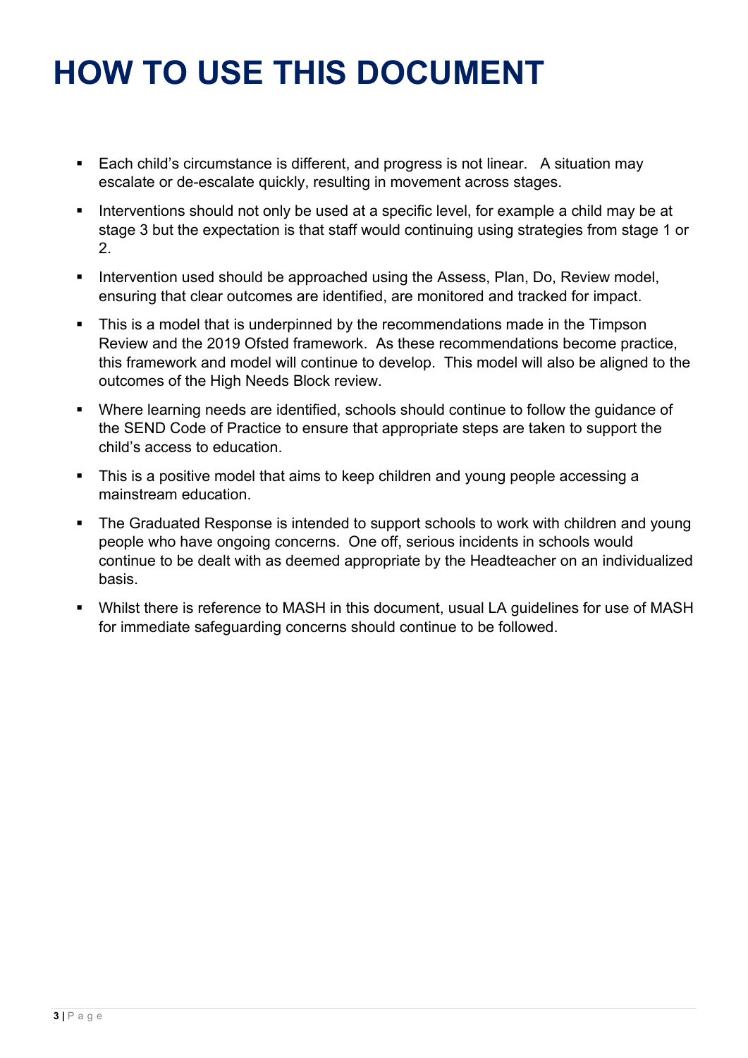# HOW TO USE THIS DOCUMENT

- Each child's circumstance is different, and progress is not linear. A situation may escalate or de-escalate quickly, resulting in movement across stages.
- Interventions should not only be used at a specific level, for example a child may be at stage 3 but the expectation is that staff would continuing using strategies from stage 1 or 2.
- Intervention used should be approached using the Assess, Plan, Do, Review model, ensuring that clear outcomes are identified, are monitored and tracked for impact.
- This is a model that is underpinned by the recommendations made in the Timpson Review and the 2019 Ofsted framework. As these recommendations become practice, this framework and model will continue to develop. This model will also be aligned to the outcomes of the High Needs Block review.
- Where learning needs are identified, schools should continue to follow the guidance of the SEND Code of Practice to ensure that appropriate steps are taken to support the child's access to education.
- This is a positive model that aims to keep children and young people accessing a mainstream education.
- The Graduated Response is intended to support schools to work with children and young people who have ongoing concerns. One off, serious incidents in schools would continue to be dealt with as deemed appropriate by the Headteacher on an individualized basis.
- Whilst there is reference to MASH in this document, usual LA guidelines for use of MASH for immediate safeguarding concerns should continue to be followed.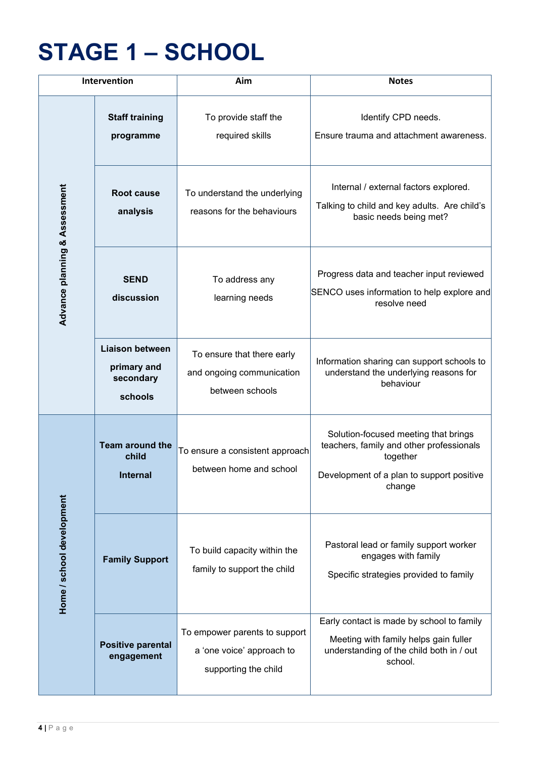# STAGE 1 – SCHOOL

| Intervention | | Aim | Notes |
|---|---|---|---|
| Advance planning & Assessment | **Staff training programme** | To provide staff the required skills | Identify CPD needs. Ensure trauma and attachment awareness. |
| | **Root cause analysis** | To understand the underlying reasons for the behaviours | Internal / external factors explored. Talking to child and key adults. Are child's basic needs being met? |
| | **SEND discussion** | To address any learning needs | Progress data and teacher input reviewed SENCO uses information to help explore and resolve need |
| | **Liaison between primary and secondary schools** | To ensure that there early and ongoing communication between schools | Information sharing can support schools to understand the underlying reasons for behaviour |
| Home / school development | **Team around the child Internal** | To ensure a consistent approach between home and school | Solution-focused meeting that brings teachers, family and other professionals together Development of a plan to support positive change |
| | **Family Support** | To build capacity within the family to support the child | Pastoral lead or family support worker engages with family Specific strategies provided to family |
| | **Positive parental engagement** | To empower parents to support a 'one voice' approach to supporting the child | Early contact is made by school to family Meeting with family helps gain fuller understanding of the child both in / out school. |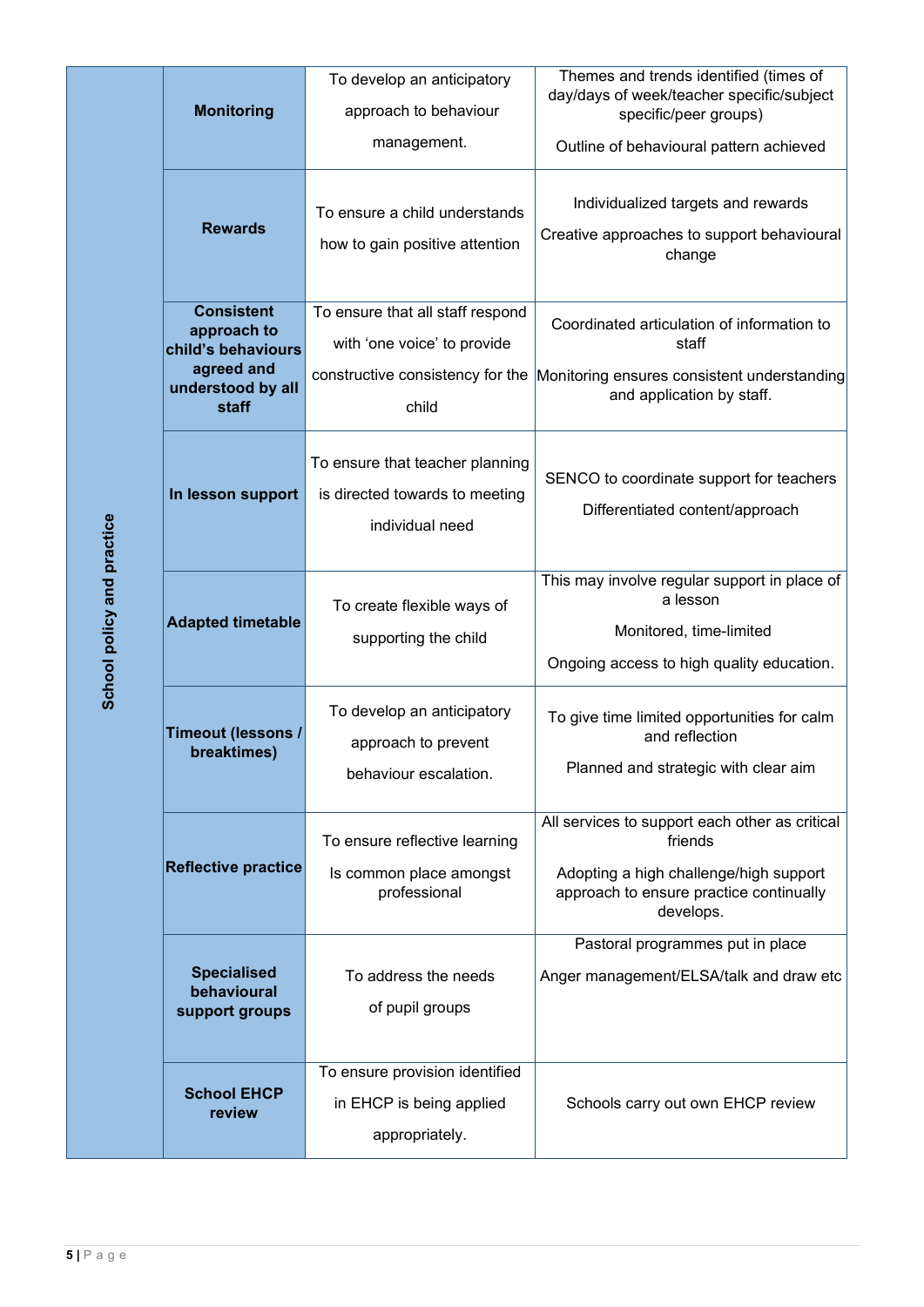| | | | |
|---|---|---|---|
| **School policy and practice** | **Monitoring** | To develop an anticipatory approach to behaviour management. | Themes and trends identified (times of day/days of week/teacher specific/subject specific/peer groups)<br><br>Outline of behavioural pattern achieved |
| | **Rewards** | To ensure a child understands how to gain positive attention | Individualized targets and rewards<br><br>Creative approaches to support behavioural change |
| | **Consistent approach to child's behaviours agreed and understood by all staff** | To ensure that all staff respond with 'one voice' to provide constructive consistency for the child | Coordinated articulation of information to staff<br><br>Monitoring ensures consistent understanding and application by staff. |
| | **In lesson support** | To ensure that teacher planning is directed towards to meeting individual need | SENCO to coordinate support for teachers<br><br>Differentiated content/approach |
| | **Adapted timetable** | To create flexible ways of supporting the child | This may involve regular support in place of a lesson<br><br>Monitored, time-limited<br><br>Ongoing access to high quality education. |
| | **Timeout (lessons / breaktimes)** | To develop an anticipatory approach to prevent behaviour escalation. | To give time limited opportunities for calm and reflection<br><br>Planned and strategic with clear aim |
| | **Reflective practice** | To ensure reflective learning Is common place amongst professional | All services to support each other as critical friends<br><br>Adopting a high challenge/high support approach to ensure practice continually develops. |
| | **Specialised behavioural support groups** | To address the needs of pupil groups | Pastoral programmes put in place<br><br>Anger management/ELSA/talk and draw etc |
| | **School EHCP review** | To ensure provision identified in EHCP is being applied appropriately. | Schools carry out own EHCP review |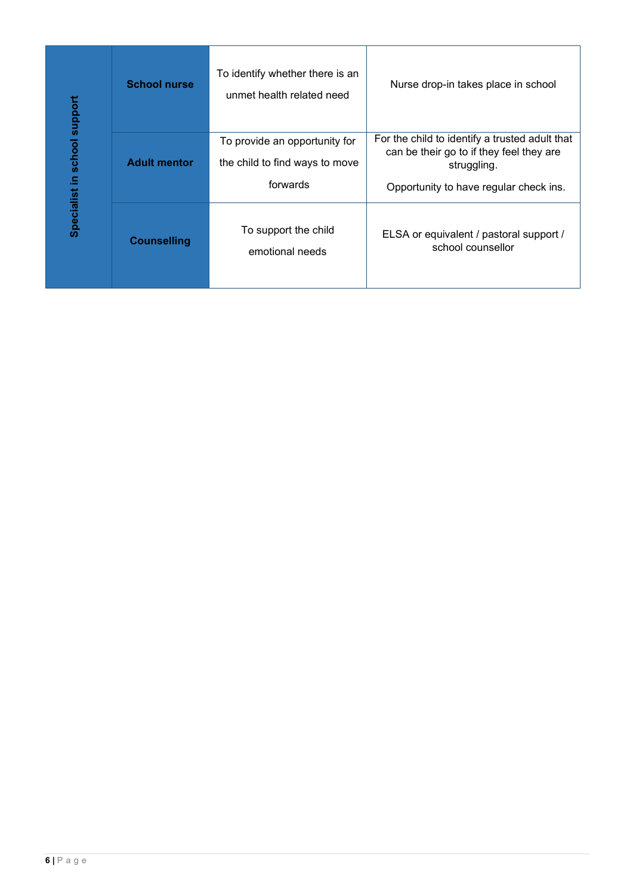| | | | |
|---|---|---|---|
| **Specialist in school support** | **School nurse** | To identify whether there is an unmet health related need | Nurse drop-in takes place in school |
| | **Adult mentor** | To provide an opportunity for the child to find ways to move forwards | For the child to identify a trusted adult that can be their go to if they feel they are struggling.<br><br>Opportunity to have regular check ins. |
| | **Counselling** | To support the child emotional needs | ELSA or equivalent / pastoral support / school counsellor |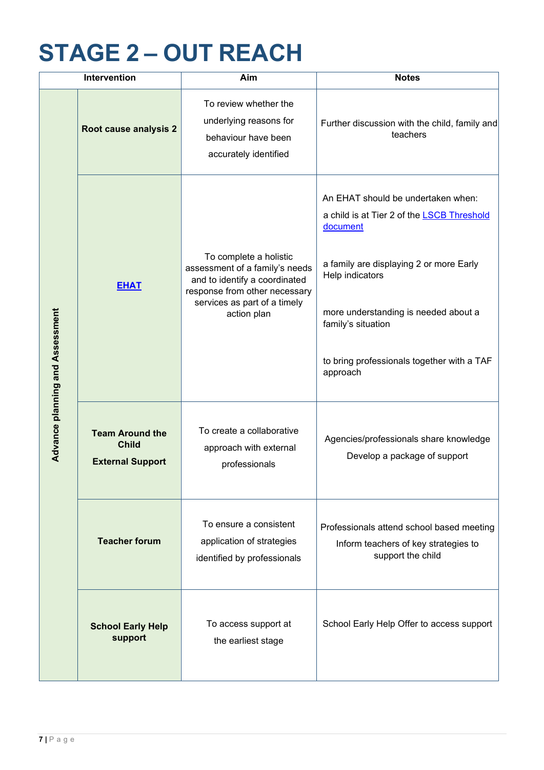# STAGE 2 – OUT REACH

| Intervention | | Aim | Notes |
|---|---|---|---|
| Advance planning and Assessment | **Root cause analysis 2** | To review whether the underlying reasons for behaviour have been accurately identified | Further discussion with the child, family and teachers |
| | **EHAT** | To complete a holistic assessment of a family's needs and to identify a coordinated response from other necessary services as part of a timely action plan | An EHAT should be undertaken when:<br>a child is at Tier 2 of the LSCB Threshold document<br><br>a family are displaying 2 or more Early Help indicators<br><br>more understanding is needed about a family's situation<br><br>to bring professionals together with a TAF approach |
| | **Team Around the Child**<br>**External Support** | To create a collaborative approach with external professionals | Agencies/professionals share knowledge<br>Develop a package of support |
| | **Teacher forum** | To ensure a consistent application of strategies identified by professionals | Professionals attend school based meeting<br>Inform teachers of key strategies to support the child |
| | **School Early Help support** | To access support at the earliest stage | School Early Help Offer to access support |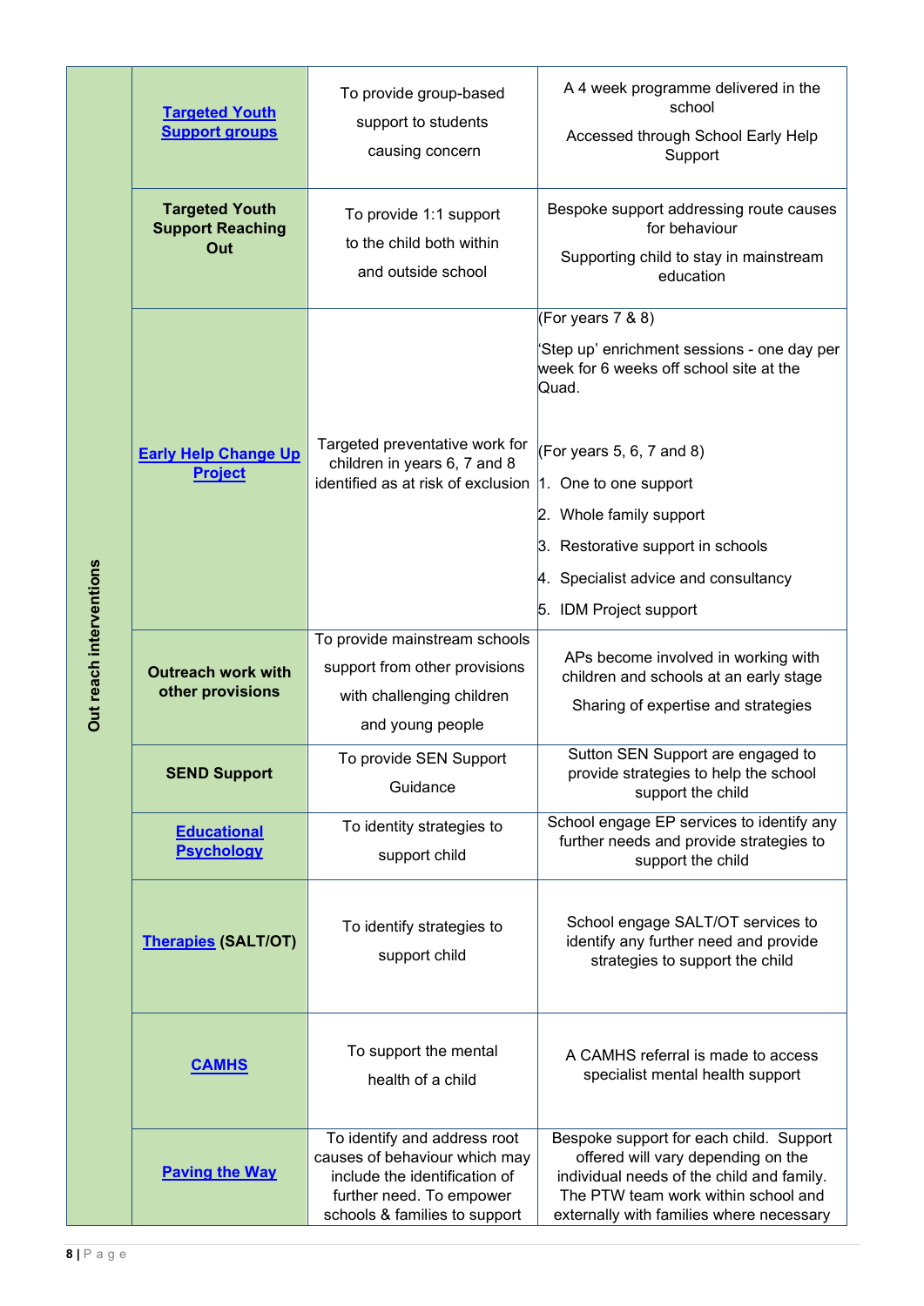| | | | |
|---|---|---|---|
| Out reach interventions | Targeted Youth Support groups | To provide group-based support to students causing concern | A 4 week programme delivered in the school<br><br>Accessed through School Early Help Support |
| | **Targeted Youth Support Reaching Out** | To provide 1:1 support to the child both within and outside school | Bespoke support addressing route causes for behaviour<br><br>Supporting child to stay in mainstream education |
| | Early Help Change Up Project | Targeted preventative work for children in years 6, 7 and 8 identified as at risk of exclusion | (For years 7 & 8)<br><br>'Step up' enrichment sessions - one day per week for 6 weeks off school site at the Quad.<br><br>(For years 5, 6, 7 and 8)<br>1. One to one support<br>2. Whole family support<br>3. Restorative support in schools<br>4. Specialist advice and consultancy<br>5. IDM Project support |
| | **Outreach work with other provisions** | To provide mainstream schools support from other provisions with challenging children and young people | APs become involved in working with children and schools at an early stage<br><br>Sharing of expertise and strategies |
| | **SEND Support** | To provide SEN Support Guidance | Sutton SEN Support are engaged to provide strategies to help the school support the child |
| | Educational Psychology | To identity strategies to support child | School engage EP services to identify any further needs and provide strategies to support the child |
| | Therapies **(SALT/OT)** | To identify strategies to support child | School engage SALT/OT services to identify any further need and provide strategies to support the child |
| | CAMHS | To support the mental health of a child | A CAMHS referral is made to access specialist mental health support |
| | Paving the Way | To identify and address root causes of behaviour which may include the identification of further need. To empower schools & families to support | Bespoke support for each child. Support offered will vary depending on the individual needs of the child and family. The PTW team work within school and externally with families where necessary |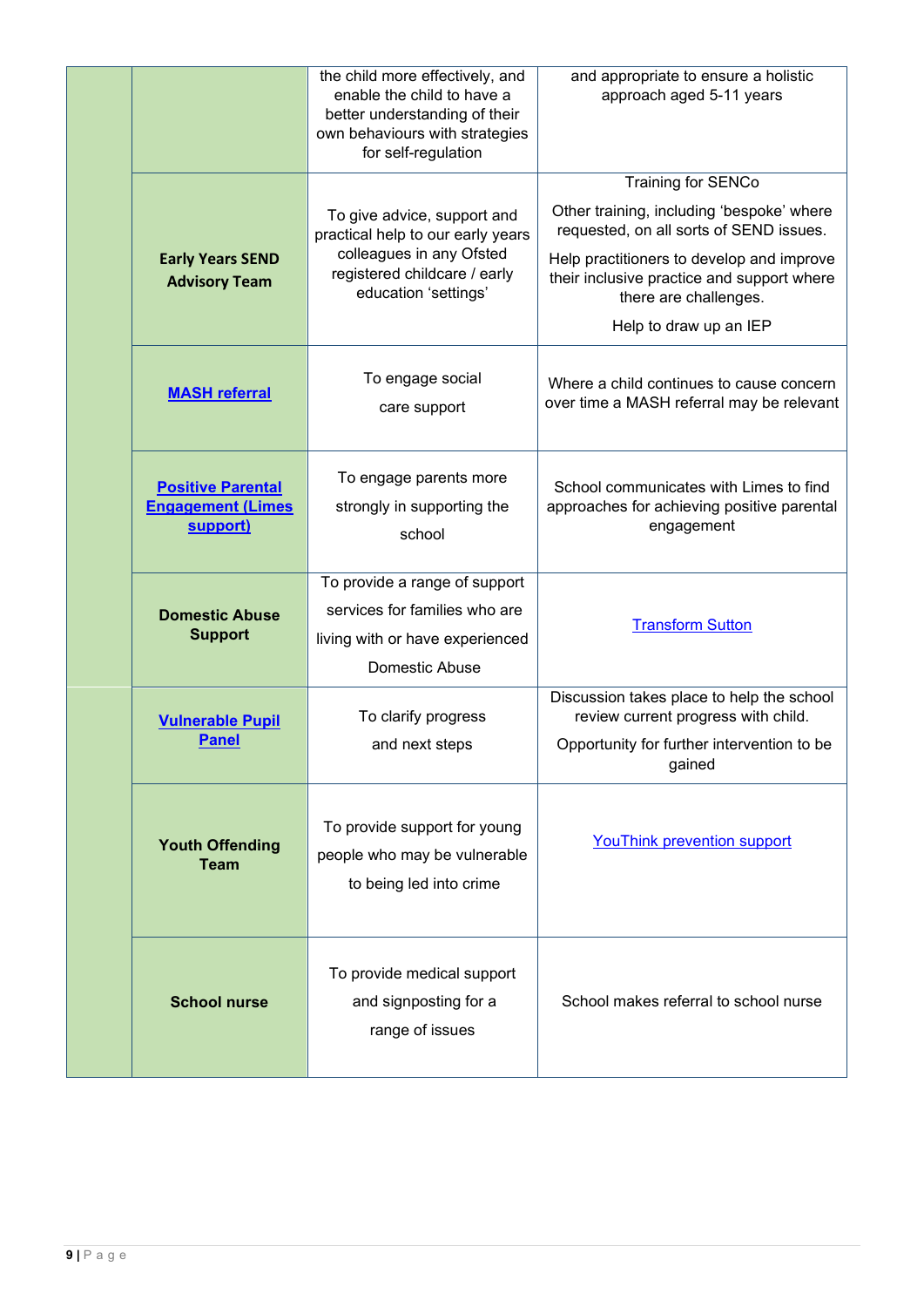| | | | |
|---|---|---|---|
| | | the child more effectively, and enable the child to have a better understanding of their own behaviours with strategies for self-regulation | and appropriate to ensure a holistic approach aged 5-11 years |
| | **Early Years SEND Advisory Team** | To give advice, support and practical help to our early years colleagues in any Ofsted registered childcare / early education 'settings' | Training for SENCo<br>Other training, including 'bespoke' where requested, on all sorts of SEND issues.<br>Help practitioners to develop and improve their inclusive practice and support where there are challenges.<br>Help to draw up an IEP |
| | **MASH referral** | To engage social care support | Where a child continues to cause concern over time a MASH referral may be relevant |
| | **Positive Parental Engagement (Limes support)** | To engage parents more strongly in supporting the school | School communicates with Limes to find approaches for achieving positive parental engagement |
| | **Domestic Abuse Support** | To provide a range of support services for families who are living with or have experienced Domestic Abuse | Transform Sutton |
| | **Vulnerable Pupil Panel** | To clarify progress and next steps | Discussion takes place to help the school review current progress with child.<br>Opportunity for further intervention to be gained |
| | **Youth Offending Team** | To provide support for young people who may be vulnerable to being led into crime | YouThink prevention support |
| | **School nurse** | To provide medical support and signposting for a range of issues | School makes referral to school nurse |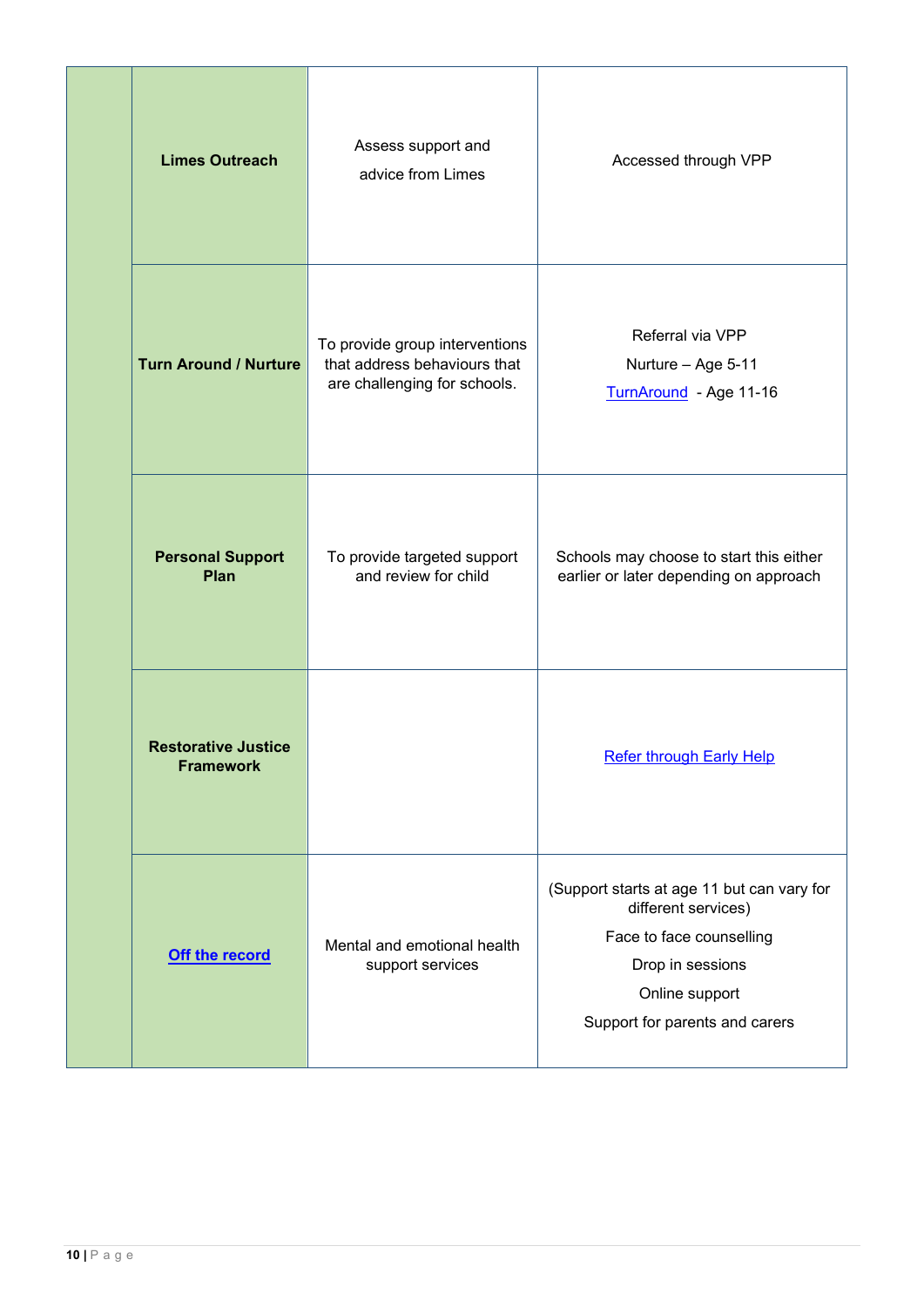| | | | |
|---|---|---|---|
| | **Limes Outreach** | Assess support and advice from Limes | Accessed through VPP |
| | **Turn Around / Nurture** | To provide group interventions that address behaviours that are challenging for schools. | Referral via VPP<br>Nurture – Age 5-11<br>TurnAround - Age 11-16 |
| | **Personal Support Plan** | To provide targeted support and review for child | Schools may choose to start this either earlier or later depending on approach |
| | **Restorative Justice Framework** | | Refer through Early Help |
| | **Off the record** | Mental and emotional health support services | (Support starts at age 11 but can vary for different services)<br>Face to face counselling<br>Drop in sessions<br>Online support<br>Support for parents and carers |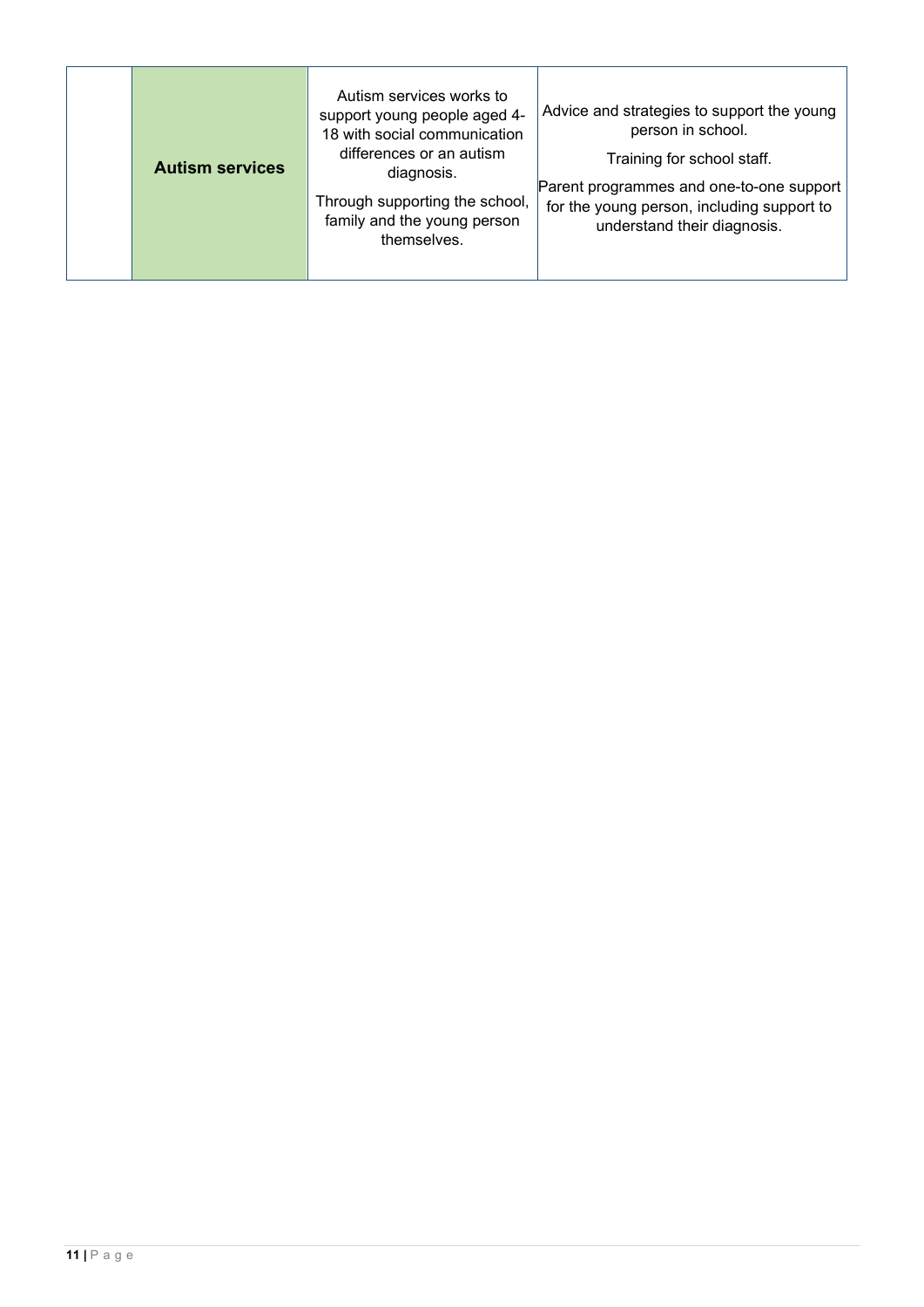| | | | |
|---|---|---|---|
| | **Autism services** | Autism services works to support young people aged 4-18 with social communication differences or an autism diagnosis.<br><br>Through supporting the school, family and the young person themselves. | Advice and strategies to support the young person in school.<br><br>Training for school staff.<br><br>Parent programmes and one-to-one support for the young person, including support to understand their diagnosis. |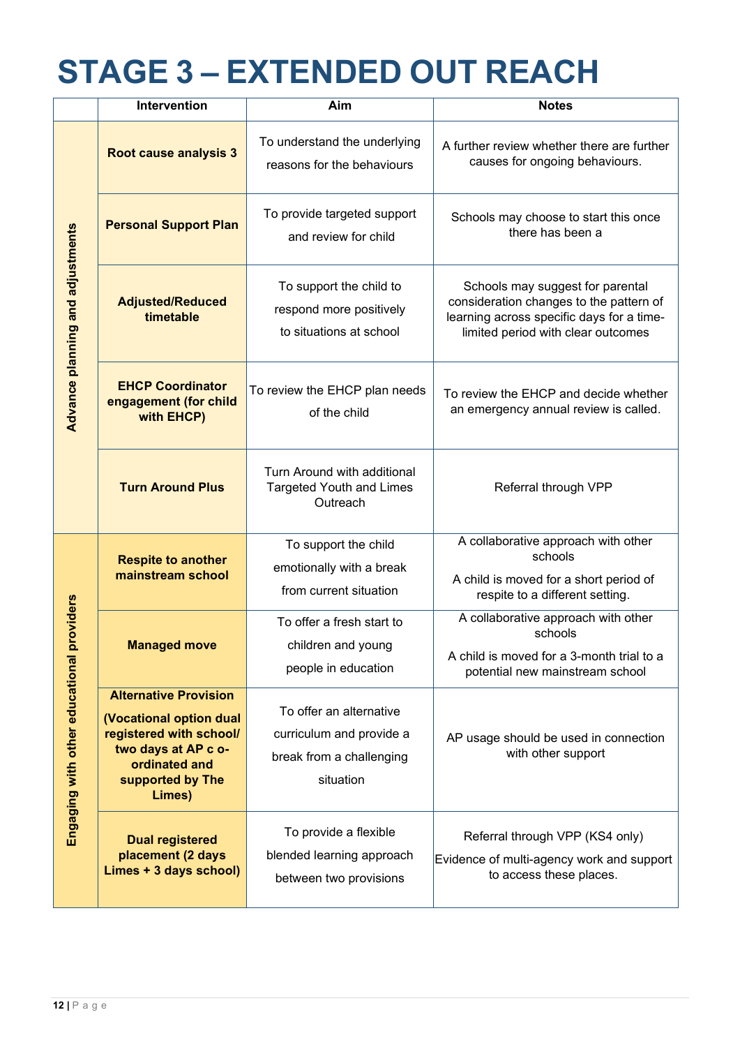# STAGE 3 – EXTENDED OUT REACH

| | Intervention | Aim | Notes |
|---|---|---|---|
| Advance planning and adjustments | **Root cause analysis 3** | To understand the underlying reasons for the behaviours | A further review whether there are further causes for ongoing behaviours. |
| | **Personal Support Plan** | To provide targeted support and review for child | Schools may choose to start this once there has been a |
| | **Adjusted/Reduced timetable** | To support the child to respond more positively to situations at school | Schools may suggest for parental consideration changes to the pattern of learning across specific days for a time-limited period with clear outcomes |
| | **EHCP Coordinator engagement (for child with EHCP)** | To review the EHCP plan needs of the child | To review the EHCP and decide whether an emergency annual review is called. |
| | **Turn Around Plus** | Turn Around with additional Targeted Youth and Limes Outreach | Referral through VPP |
| Engaging with other educational providers | **Respite to another mainstream school** | To support the child emotionally with a break from current situation | A collaborative approach with other schools<br><br>A child is moved for a short period of respite to a different setting. |
| | **Managed move** | To offer a fresh start to children and young people in education | A collaborative approach with other schools<br><br>A child is moved for a 3-month trial to a potential new mainstream school |
| | **Alternative Provision (Vocational option dual registered with school/ two days at AP c o-ordinated and supported by The Limes)** | To offer an alternative curriculum and provide a break from a challenging situation | AP usage should be used in connection with other support |
| | **Dual registered placement (2 days Limes + 3 days school)** | To provide a flexible blended learning approach between two provisions | Referral through VPP (KS4 only)<br><br>Evidence of multi-agency work and support to access these places. |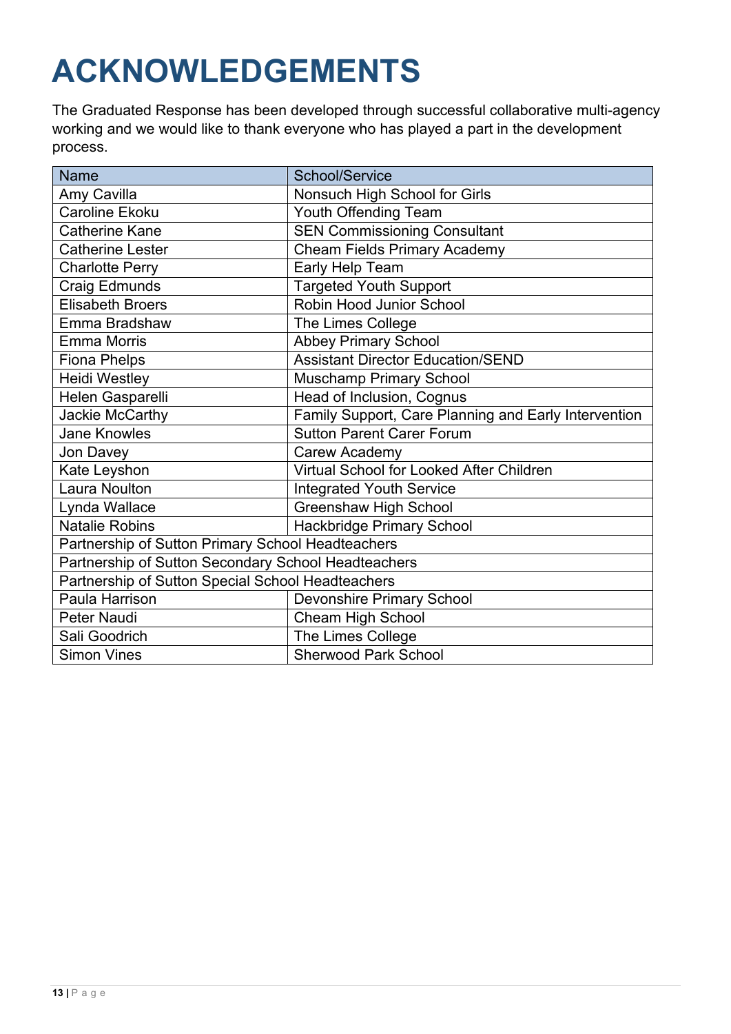# ACKNOWLEDGEMENTS

The Graduated Response has been developed through successful collaborative multi-agency working and we would like to thank everyone who has played a part in the development process.

| Name | School/Service |
|---|---|
| Amy Cavilla | Nonsuch High School for Girls |
| Caroline Ekoku | Youth Offending Team |
| Catherine Kane | SEN Commissioning Consultant |
| Catherine Lester | Cheam Fields Primary Academy |
| Charlotte Perry | Early Help Team |
| Craig Edmunds | Targeted Youth Support |
| Elisabeth Broers | Robin Hood Junior School |
| Emma Bradshaw | The Limes College |
| Emma Morris | Abbey Primary School |
| Fiona Phelps | Assistant Director Education/SEND |
| Heidi Westley | Muschamp Primary School |
| Helen Gasparelli | Head of Inclusion, Cognus |
| Jackie McCarthy | Family Support, Care Planning and Early Intervention |
| Jane Knowles | Sutton Parent Carer Forum |
| Jon Davey | Carew Academy |
| Kate Leyshon | Virtual School for Looked After Children |
| Laura Noulton | Integrated Youth Service |
| Lynda Wallace | Greenshaw High School |
| Natalie Robins | Hackbridge Primary School |
| Partnership of Sutton Primary School Headteachers | |
| Partnership of Sutton Secondary School Headteachers | |
| Partnership of Sutton Special School Headteachers | |
| Paula Harrison | Devonshire Primary School |
| Peter Naudi | Cheam High School |
| Sali Goodrich | The Limes College |
| Simon Vines | Sherwood Park School |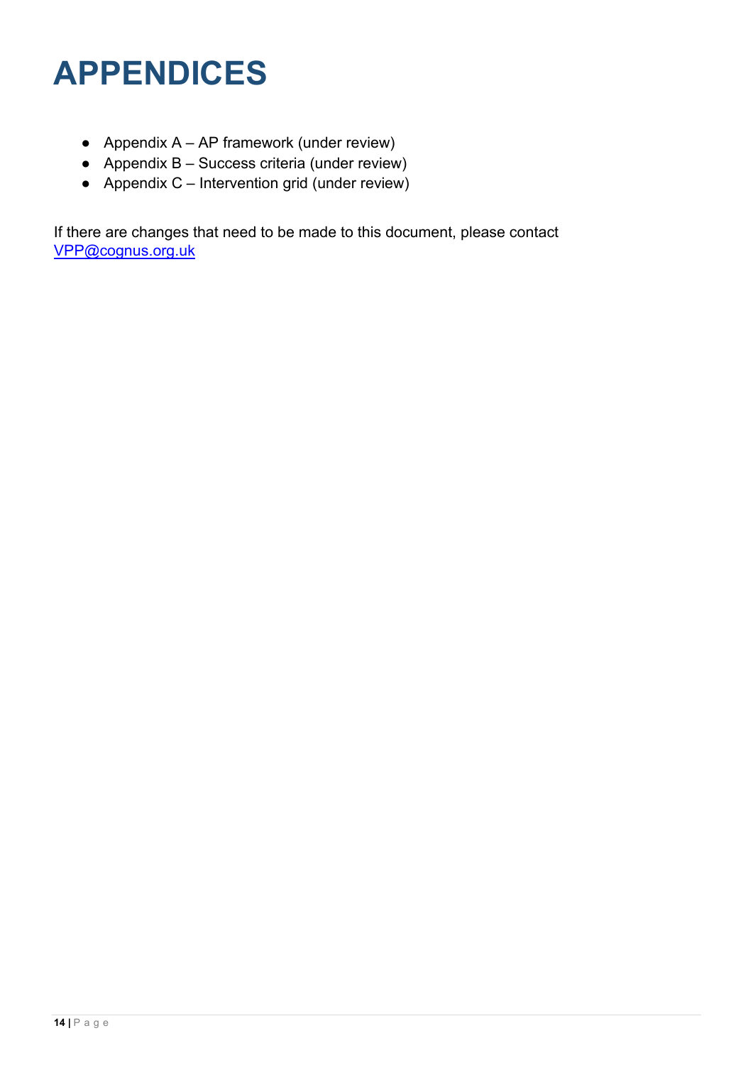# APPENDICES

- Appendix A – AP framework (under review)
- Appendix B – Success criteria (under review)
- Appendix C – Intervention grid (under review)

If there are changes that need to be made to this document, please contact VPP@cognus.org.uk